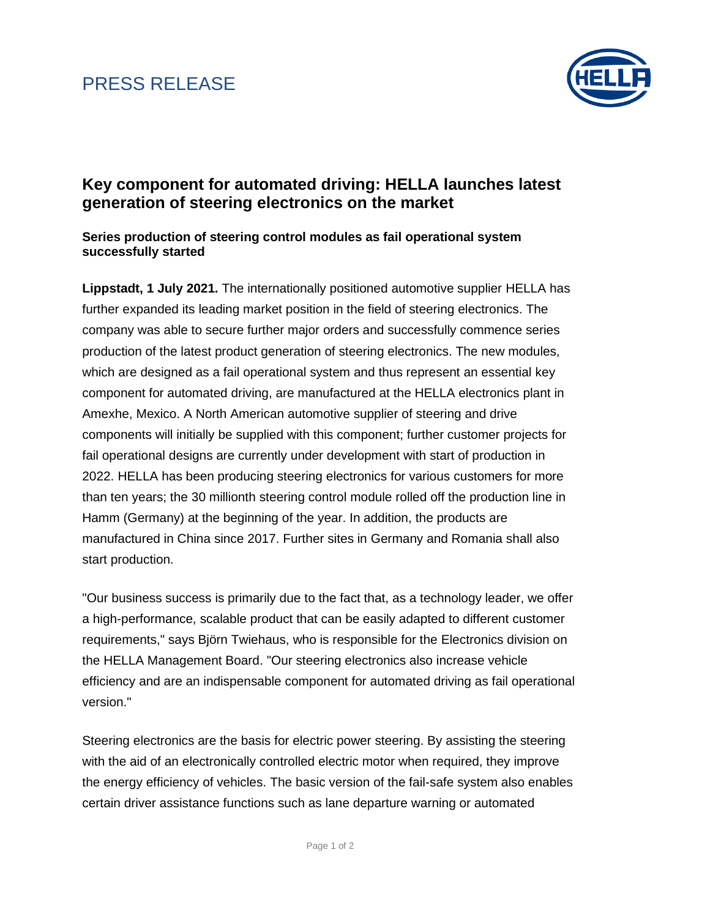PRESS RELEASE

# Key component for automated driving: HELLA launches latest generation of steering electronics on the market

**Series production of steering control modules as fail operational system successfully started**

**Lippstadt, 1 July 2021.** The internationally positioned automotive supplier HELLA has further expanded its leading market position in the field of steering electronics. The company was able to secure further major orders and successfully commence series production of the latest product generation of steering electronics. The new modules, which are designed as a fail operational system and thus represent an essential key component for automated driving, are manufactured at the HELLA electronics plant in Amexhe, Mexico. A North American automotive supplier of steering and drive components will initially be supplied with this component; further customer projects for fail operational designs are currently under development with start of production in 2022. HELLA has been producing steering electronics for various customers for more than ten years; the 30 millionth steering control module rolled off the production line in Hamm (Germany) at the beginning of the year. In addition, the products are manufactured in China since 2017. Further sites in Germany and Romania shall also start production.

"Our business success is primarily due to the fact that, as a technology leader, we offer a high-performance, scalable product that can be easily adapted to different customer requirements," says Björn Twiehaus, who is responsible for the Electronics division on the HELLA Management Board. "Our steering electronics also increase vehicle efficiency and are an indispensable component for automated driving as fail operational version."

Steering electronics are the basis for electric power steering. By assisting the steering with the aid of an electronically controlled electric motor when required, they improve the energy efficiency of vehicles. The basic version of the fail-safe system also enables certain driver assistance functions such as lane departure warning or automated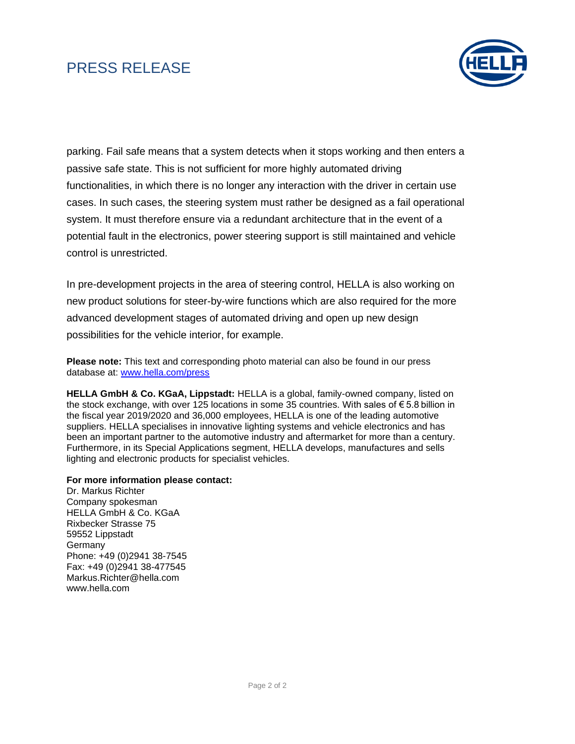parking. Fail safe means that a system detects when it stops working and then enters a passive safe state. This is not sufficient for more highly automated driving functionalities, in which there is no longer any interaction with the driver in certain use cases. In such cases, the steering system must rather be designed as a fail operational system. It must therefore ensure via a redundant architecture that in the event of a potential fault in the electronics, power steering support is still maintained and vehicle control is unrestricted.

In pre-development projects in the area of steering control, HELLA is also working on new product solutions for steer-by-wire functions which are also required for the more advanced development stages of automated driving and open up new design possibilities for the vehicle interior, for example.

**Please note:** This text and corresponding photo material can also be found in our press database at: [www.hella.com/press](www.hella.com/press)

**HELLA GmbH & Co. KGaA, Lippstadt:** HELLA is a global, family-owned company, listed on the stock exchange, with over 125 locations in some 35 countries. With sales of € 5.8 billion in the fiscal year 2019/2020 and 36,000 employees, HELLA is one of the leading automotive suppliers. HELLA specialises in innovative lighting systems and vehicle electronics and has been an important partner to the automotive industry and aftermarket for more than a century. Furthermore, in its Special Applications segment, HELLA develops, manufactures and sells lighting and electronic products for specialist vehicles.

**For more information please contact:**
Dr. Markus Richter
Company spokesman
HELLA GmbH & Co. KGaA
Rixbecker Strasse 75
59552 Lippstadt
Germany
Phone: +49 (0)2941 38-7545
Fax: +49 (0)2941 38-477545
Markus.Richter@hella.com
www.hella.com